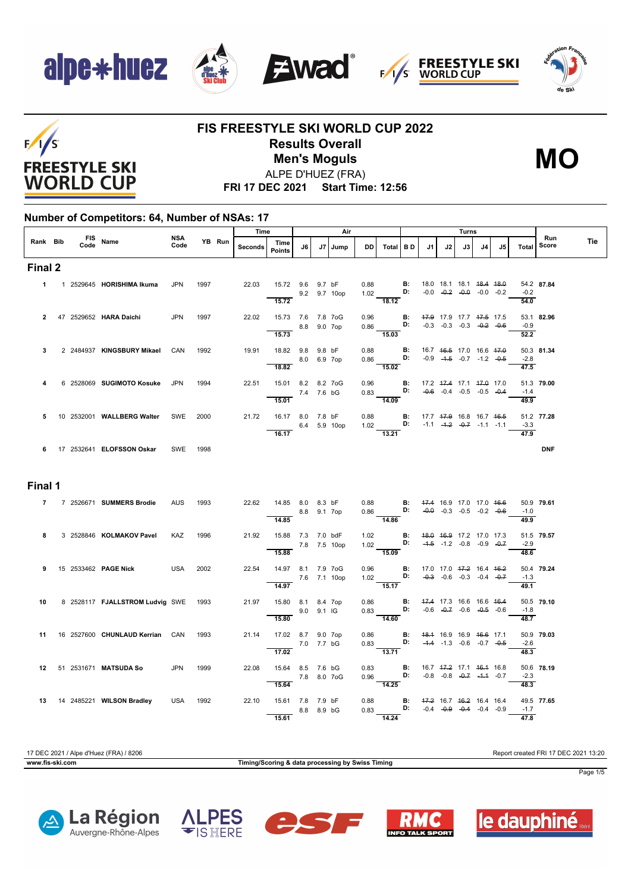# FIS FREESTYLE SKI WORLD CUP 2022

## Results Overall

## Men's Moguls

**MO**

ALPE D'HUEZ (FRA)

**FRI 17 DEC 2021 Start Time: 12:56**

### Number of Competitors: 64, Number of NSAs: 17

| Rank | Bib | FIS Code | Name | NSA Code | YB | Run | Time Seconds | Time Points | J6 | J7 | Jump | DD | Air Total | B D | J1 | J2 | J3 | J4 | J5 | Turns Total | Run Score | Tie |
|---|---|---|---|---|---|---|---|---|---|---|---|---|---|---|---|---|---|---|---|---|---|---|
| **Final 2** | | | | | | | | | | | | | | | | | | | | | | |
| 1 | 1 | 2529645 | **HORISHIMA Ikuma** | JPN | 1997 | | 22.03 | 15.72 | 9.6 | 9.7 | bF | 0.88 | | B: | 18.0 | 18.1 | 18.1 | ~~18.4~~ | ~~18.0~~ | 54.2 | **87.84** | |
| | | | | | | | | | 9.2 | 9.7 | 10op | 1.02 | | D: | -0.0 | ~~-0.2~~ | ~~-0.0~~ | -0.0 | -0.2 | -0.2 | | |
| | | | | | | | | 15.72 | | | | | 18.12 | | | | | | | 54.0 | | |
| 2 | 47 | 2529652 | **HARA Daichi** | JPN | 1997 | | 22.02 | 15.73 | 7.6 | 7.8 | 7oG | 0.96 | | B: | ~~17.9~~ | 17.9 | 17.7 | ~~17.5~~ | 17.5 | 53.1 | **82.96** | |
| | | | | | | | | | 8.8 | 9.0 | 7op | 0.86 | | D: | -0.3 | -0.3 | -0.3 | ~~-0.2~~ | ~~-0.6~~ | -0.9 | | |
| | | | | | | | | 15.73 | | | | | 15.03 | | | | | | | 52.2 | | |
| 3 | 2 | 2484937 | **KINGSBURY Mikael** | CAN | 1992 | | 19.91 | 18.82 | 9.8 | 9.8 | bF | 0.88 | | B: | 16.7 | ~~16.5~~ | 17.0 | 16.6 | ~~17.0~~ | 50.3 | **81.34** | |
| | | | | | | | | | 8.0 | 6.9 | 7op | 0.86 | | D: | -0.9 | ~~-1.5~~ | -0.7 | -1.2 | ~~-0.5~~ | -2.8 | | |
| | | | | | | | | 18.82 | | | | | 15.02 | | | | | | | 47.5 | | |
| 4 | 6 | 2528069 | **SUGIMOTO Kosuke** | JPN | 1994 | | 22.51 | 15.01 | 8.2 | 8.2 | 7oG | 0.96 | | B: | 17.2 | ~~17.4~~ | 17.1 | ~~17.0~~ | 17.0 | 51.3 | **79.00** | |
| | | | | | | | | | 7.4 | 7.6 | bG | 0.83 | | D: | ~~-0.6~~ | -0.4 | -0.5 | -0.5 | ~~-0.4~~ | -1.4 | | |
| | | | | | | | | 15.01 | | | | | 14.09 | | | | | | | 49.9 | | |
| 5 | 10 | 2532001 | **WALLBERG Walter** | SWE | 2000 | | 21.72 | 16.17 | 8.0 | 7.8 | bF | 0.88 | | B: | 17.7 | ~~17.9~~ | 16.8 | 16.7 | ~~16.5~~ | 51.2 | **77.28** | |
| | | | | | | | | | 6.4 | 5.9 | 10op | 1.02 | | D: | -1.1 | ~~-1.2~~ | ~~-0.7~~ | -1.1 | -1.1 | -3.3 | | |
| | | | | | | | | 16.17 | | | | | 13.21 | | | | | | | 47.9 | | |
| 6 | 17 | 2532641 | **ELOFSSON Oskar** | SWE | 1998 | | | | | | | | | | | | | | | | **DNF** | |
| **Final 1** | | | | | | | | | | | | | | | | | | | | | | |
| 7 | 7 | 2526671 | **SUMMERS Brodie** | AUS | 1993 | | 22.62 | 14.85 | 8.0 | 8.3 | bF | 0.88 | | B: | ~~17.4~~ | 16.9 | 17.0 | 17.0 | ~~16.6~~ | 50.9 | **79.61** | |
| | | | | | | | | | 8.8 | 9.1 | 7op | 0.86 | | D: | ~~-0.0~~ | -0.3 | -0.5 | -0.2 | ~~-0.6~~ | -1.0 | | |
| | | | | | | | | 14.85 | | | | | 14.86 | | | | | | | 49.9 | | |
| 8 | 3 | 2528846 | **KOLMAKOV Pavel** | KAZ | 1996 | | 21.92 | 15.88 | 7.3 | 7.0 | bdF | 1.02 | | B: | ~~18.0~~ | ~~16.9~~ | 17.2 | 17.0 | 17.3 | 51.5 | **79.57** | |
| | | | | | | | | | 7.8 | 7.5 | 10op | 1.02 | | D: | ~~-1.5~~ | -1.2 | -0.8 | -0.9 | ~~-0.7~~ | -2.9 | | |
| | | | | | | | | 15.88 | | | | | 15.09 | | | | | | | 48.6 | | |
| 9 | 15 | 2533462 | **PAGE Nick** | USA | 2002 | | 22.54 | 14.97 | 8.1 | 7.9 | 7oG | 0.96 | | B: | 17.0 | 17.0 | ~~17.2~~ | 16.4 | ~~16.2~~ | 50.4 | **79.24** | |
| | | | | | | | | | 7.6 | 7.1 | 10op | 1.02 | | D: | ~~-0.3~~ | -0.6 | -0.3 | -0.4 | ~~-0.7~~ | -1.3 | | |
| | | | | | | | | 14.97 | | | | | 15.17 | | | | | | | 49.1 | | |
| 10 | 8 | 2528117 | **FJALLSTROM Ludvig** | SWE | 1993 | | 21.97 | 15.80 | 8.1 | 8.4 | 7op | 0.86 | | B: | ~~17.4~~ | 17.3 | 16.6 | 16.6 | ~~16.4~~ | 50.5 | **79.10** | |
| | | | | | | | | | 9.0 | 9.1 | IG | 0.83 | | D: | -0.6 | ~~-0.7~~ | -0.6 | ~~-0.5~~ | -0.6 | -1.8 | | |
| | | | | | | | | 15.80 | | | | | 14.60 | | | | | | | 48.7 | | |
| 11 | 16 | 2527600 | **CHUNLAUD Kerrian** | CAN | 1993 | | 21.14 | 17.02 | 8.7 | 9.0 | 7op | 0.86 | | B: | ~~18.1~~ | 16.9 | 16.9 | ~~16.6~~ | 17.1 | 50.9 | **79.03** | |
| | | | | | | | | | 7.0 | 7.7 | bG | 0.83 | | D: | ~~-1.4~~ | -1.3 | -0.6 | -0.7 | ~~-0.5~~ | -2.6 | | |
| | | | | | | | | 17.02 | | | | | 13.71 | | | | | | | 48.3 | | |
| 12 | 51 | 2531671 | **MATSUDA So** | JPN | 1999 | | 22.08 | 15.64 | 8.5 | 7.6 | bG | 0.83 | | B: | 16.7 | ~~17.2~~ | 17.1 | ~~16.1~~ | 16.8 | 50.6 | **78.19** | |
| | | | | | | | | | 7.8 | 8.0 | 7oG | 0.96 | | D: | -0.8 | -0.8 | ~~-0.7~~ | ~~-1.1~~ | -0.7 | -2.3 | | |
| | | | | | | | | 15.64 | | | | | 14.25 | | | | | | | 48.3 | | |
| 13 | 14 | 2485221 | **WILSON Bradley** | USA | 1992 | | 22.10 | 15.61 | 7.8 | 7.9 | bF | 0.88 | | B: | ~~17.2~~ | 16.7 | ~~16.2~~ | 16.4 | 16.4 | 49.5 | **77.65** | |
| | | | | | | | | | 8.8 | 8.9 | bG | 0.83 | | D: | -0.4 | ~~-0.9~~ | ~~-0.4~~ | -0.4 | -0.9 | -1.7 | | |
| | | | | | | | | 15.61 | | | | | 14.24 | | | | | | | 47.8 | | |

17 DEC 2021 / Alpe d'Huez (FRA) / 8206 — Report created FRI 17 DEC 2021 13:20

www.fis-ski.com — Timing/Scoring & data processing by Swiss Timing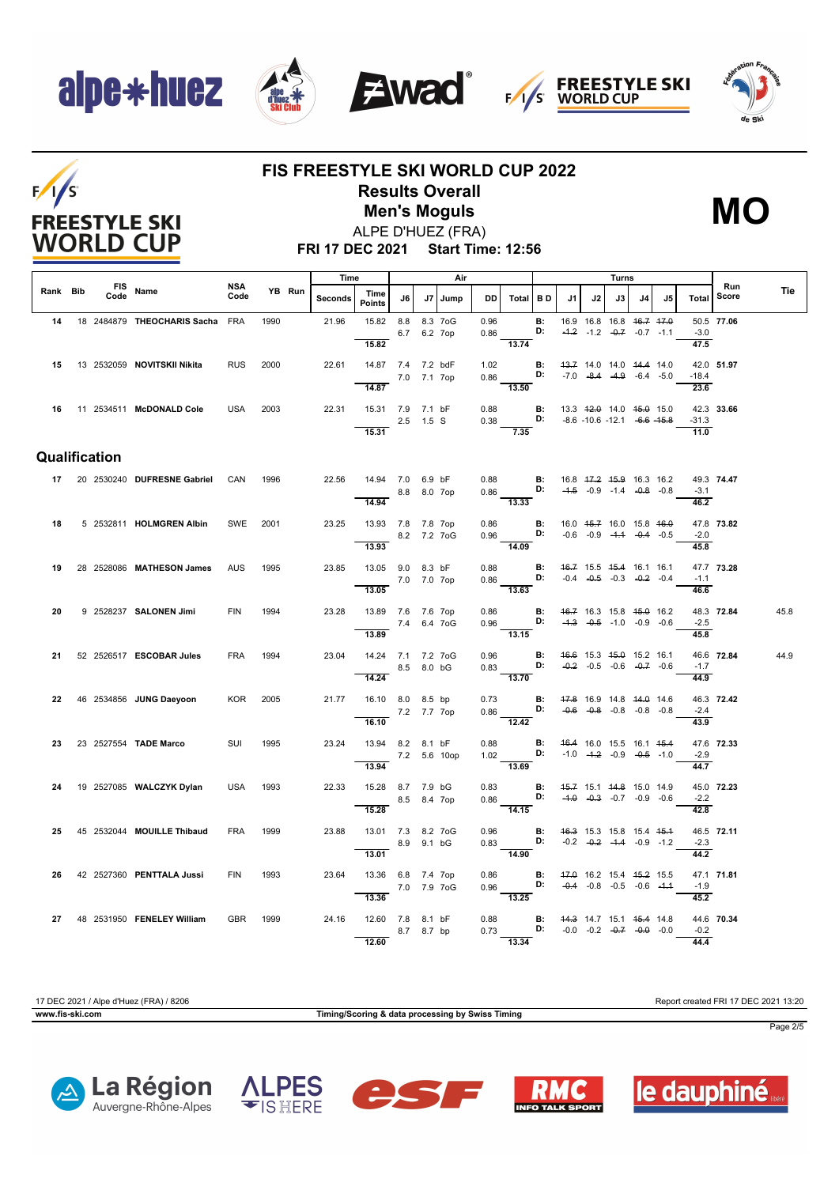# FIS FREESTYLE SKI WORLD CUP 2022

## Results Overall

## Men's Moguls

**MO**

ALPE D'HUEZ (FRA)

**FRI 17 DEC 2021 Start Time: 12:56**

| Rank | Bib | FIS Code | Name | NSA Code | YB | Run | Time Seconds | Time Points | J6 | J7 | Jump | DD | Air Total | BD | J1 | J2 | J3 | J4 | J5 | Turns Total | Run Score | Tie |
|---|---|---|---|---|---|---|---|---|---|---|---|---|---|---|---|---|---|---|---|---|---|---|
| 14 | 18 | 2484879 | THEOCHARIS Sacha | FRA | 1990 | | 21.96 | 15.82 | 8.8 | 8.3 | 7oG | 0.96 | | B: | 16.9 | 16.8 | 16.8 | ~~16.7~~ | ~~17.0~~ | 50.5 | 77.06 | |
| | | | | | | | | | 6.7 | 6.2 | 7op | 0.86 | | D: | ~~-1.2~~ | -1.2 | ~~-0.7~~ | -0.7 | -1.1 | -3.0 | | |
| | | | | | | | | 15.82 | | | | | 13.74 | | | | | | | 47.5 | | |
| 15 | 13 | 2532059 | NOVITSKII Nikita | RUS | 2000 | | 22.61 | 14.87 | 7.4 | 7.2 | bdF | 1.02 | | B: | ~~13.7~~ | 14.0 | 14.0 | ~~14.4~~ | 14.0 | 42.0 | 51.97 | |
| | | | | | | | | | 7.0 | 7.1 | 7op | 0.86 | | D: | -7.0 | ~~-8.4~~ | ~~-4.9~~ | -6.4 | -5.0 | -18.4 | | |
| | | | | | | | | 14.87 | | | | | 13.50 | | | | | | | 23.6 | | |
| 16 | 11 | 2534511 | McDONALD Cole | USA | 2003 | | 22.31 | 15.31 | 7.9 | 7.1 | bF | 0.88 | | B: | 13.3 | ~~12.9~~ | 14.0 | ~~15.0~~ | 15.0 | 42.3 | 33.66 | |
| | | | | | | | | | 2.5 | 1.5 | S | 0.38 | | D: | -8.6 | -10.6 | -12.1 | ~~-6.6~~ | ~~-15.8~~ | -31.3 | | |
| | | | | | | | | 15.31 | | | | | 7.35 | | | | | | | 11.0 | | |

## Qualification

| Rank | Bib | FIS Code | Name | NSA Code | YB | Run | Time Seconds | Time Points | J6 | J7 | Jump | DD | Air Total | BD | J1 | J2 | J3 | J4 | J5 | Turns Total | Run Score | Tie |
|---|---|---|---|---|---|---|---|---|---|---|---|---|---|---|---|---|---|---|---|---|---|---|
| 17 | 20 | 2530240 | DUFRESNE Gabriel | CAN | 1996 | | 22.56 | 14.94 | 7.0 | 6.9 | bF | 0.88 | | B: | 16.8 | ~~17.2~~ | ~~15.9~~ | 16.3 | 16.2 | 49.3 | 74.47 | |
| | | | | | | | | | 8.8 | 8.0 | 7op | 0.86 | | D: | ~~-1.5~~ | -0.9 | -1.4 | ~~-0.8~~ | -0.8 | -3.1 | | |
| | | | | | | | | 14.94 | | | | | 13.33 | | | | | | | 46.2 | | |
| 18 | 5 | 2532811 | HOLMGREN Albin | SWE | 2001 | | 23.25 | 13.93 | 7.8 | 7.8 | 7op | 0.86 | | B: | 16.0 | ~~15.7~~ | 16.0 | 15.8 | ~~16.0~~ | 47.8 | 73.82 | |
| | | | | | | | | | 8.2 | 7.2 | 7oG | 0.96 | | D: | -0.6 | -0.9 | ~~-1.1~~ | ~~-0.4~~ | -0.5 | -2.0 | | |
| | | | | | | | | 13.93 | | | | | 14.09 | | | | | | | 45.8 | | |
| 19 | 28 | 2528086 | MATHESON James | AUS | 1995 | | 23.85 | 13.05 | 9.0 | 8.3 | bF | 0.88 | | B: | ~~16.7~~ | 15.5 | ~~15.4~~ | 16.1 | 16.1 | 47.7 | 73.28 | |
| | | | | | | | | | 7.0 | 7.0 | 7op | 0.86 | | D: | -0.4 | ~~-0.5~~ | -0.3 | ~~-0.2~~ | -0.4 | -1.1 | | |
| | | | | | | | | 13.05 | | | | | 13.63 | | | | | | | 46.6 | | |
| 20 | 9 | 2528237 | SALONEN Jimi | FIN | 1994 | | 23.28 | 13.89 | 7.6 | 7.6 | 7op | 0.86 | | B: | ~~16.7~~ | 16.3 | 15.8 | ~~15.0~~ | 16.2 | 48.3 | 72.84 | 45.8 |
| | | | | | | | | | 7.4 | 6.4 | 7oG | 0.96 | | D: | ~~-1.3~~ | ~~-0.5~~ | -1.0 | -0.9 | -0.6 | -2.5 | | |
| | | | | | | | | 13.89 | | | | | 13.15 | | | | | | | 45.8 | | |
| 21 | 52 | 2526517 | ESCOBAR Jules | FRA | 1994 | | 23.04 | 14.24 | 7.1 | 7.2 | 7oG | 0.96 | | B: | ~~16.6~~ | 15.3 | ~~15.0~~ | 15.2 | 16.1 | 46.6 | 72.84 | 44.9 |
| | | | | | | | | | 8.5 | 8.0 | bG | 0.83 | | D: | ~~-0.2~~ | -0.5 | -0.6 | ~~-0.7~~ | -0.6 | -1.7 | | |
| | | | | | | | | 14.24 | | | | | 13.70 | | | | | | | 44.9 | | |
| 22 | 46 | 2534856 | JUNG Daeyoon | KOR | 2005 | | 21.77 | 16.10 | 8.0 | 8.5 | bp | 0.73 | | B: | ~~17.8~~ | 16.9 | 14.8 | ~~14.0~~ | 14.6 | 46.3 | 72.42 | |
| | | | | | | | | | 7.2 | 7.7 | 7op | 0.86 | | D: | ~~-0.6~~ | ~~-0.8~~ | -0.8 | -0.8 | -0.8 | -2.4 | | |
| | | | | | | | | 16.10 | | | | | 12.42 | | | | | | | 43.9 | | |
| 23 | 23 | 2527554 | TADE Marco | SUI | 1995 | | 23.24 | 13.94 | 8.2 | 8.1 | bF | 0.88 | | B: | ~~16.4~~ | 16.0 | 15.5 | 16.1 | ~~15.4~~ | 47.6 | 72.33 | |
| | | | | | | | | | 7.2 | 5.6 | 10op | 1.02 | | D: | -1.0 | ~~-1.2~~ | -0.9 | ~~-0.5~~ | -1.0 | -2.9 | | |
| | | | | | | | | 13.94 | | | | | 13.69 | | | | | | | 44.7 | | |
| 24 | 19 | 2527085 | WALCZYK Dylan | USA | 1993 | | 22.33 | 15.28 | 8.7 | 7.9 | bG | 0.83 | | B: | ~~15.7~~ | 15.1 | ~~14.8~~ | 15.0 | 14.9 | 45.0 | 72.23 | |
| | | | | | | | | | 8.5 | 8.4 | 7op | 0.86 | | D: | ~~-1.0~~ | ~~-0.3~~ | -0.7 | -0.9 | -0.6 | -2.2 | | |
| | | | | | | | | 15.28 | | | | | 14.15 | | | | | | | 42.8 | | |
| 25 | 45 | 2532044 | MOUILLE Thibaud | FRA | 1999 | | 23.88 | 13.01 | 7.3 | 8.2 | 7oG | 0.96 | | B: | ~~16.3~~ | 15.3 | 15.8 | 15.4 | ~~15.1~~ | 46.5 | 72.11 | |
| | | | | | | | | | 8.9 | 9.1 | bG | 0.83 | | D: | -0.2 | ~~-0.2~~ | ~~-1.4~~ | -0.9 | -1.2 | -2.3 | | |
| | | | | | | | | 13.01 | | | | | 14.90 | | | | | | | 44.2 | | |
| 26 | 42 | 2527360 | PENTTALA Jussi | FIN | 1993 | | 23.64 | 13.36 | 6.8 | 7.4 | 7op | 0.86 | | B: | ~~17.0~~ | 16.2 | 15.4 | ~~15.2~~ | 15.5 | 47.1 | 71.81 | |
| | | | | | | | | | 7.0 | 7.9 | 7oG | 0.96 | | D: | ~~-0.4~~ | -0.8 | -0.5 | -0.6 | ~~-1.1~~ | -1.9 | | |
| | | | | | | | | 13.36 | | | | | 13.25 | | | | | | | 45.2 | | |
| 27 | 48 | 2531950 | FENELEY William | GBR | 1999 | | 24.16 | 12.60 | 7.8 | 8.1 | bF | 0.88 | | B: | ~~14.3~~ | 14.7 | 15.1 | ~~15.4~~ | 14.8 | 44.6 | 70.34 | |
| | | | | | | | | | 8.7 | 8.7 | bp | 0.73 | | D: | -0.0 | -0.2 | ~~-0.7~~ | ~~-0.0~~ | -0.0 | -0.2 | | |
| | | | | | | | | 12.60 | | | | | 13.34 | | | | | | | 44.4 | | |

17 DEC 2021 / Alpe d'Huez (FRA) / 8206

Report created FRI 17 DEC 2021 13:20

www.fis-ski.com

Timing/Scoring & data processing by Swiss Timing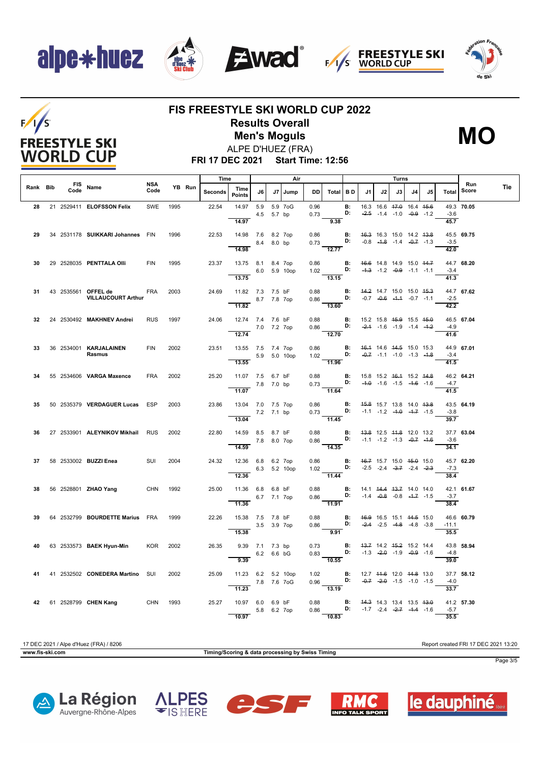# FIS FREESTYLE SKI WORLD CUP 2022

## Results Overall

## Men's Moguls

**MO**

ALPE D'HUEZ (FRA)

**FRI 17 DEC 2021 Start Time: 12:56**

| Rank | Bib | FIS Code | Name | NSA Code | YB | Run | Time Seconds | Time Points | Air J6 | Air J7 | Air Jump | Air DD | Air Total | B D | Turns J1 | Turns J2 | Turns J3 | Turns J4 | Turns J5 | Turns Total | Run Score | Tie |
|---|---|---|---|---|---|---|---|---|---|---|---|---|---|---|---|---|---|---|---|---|---|---|
| 28 | 21 | 2529411 | ELOFSSON Felix | SWE | 1995 | | 22.54 | 14.97 | 5.9 | 5.9 | 7oG | 0.96 | | B: | 16.3 | 16.6 | ~~17.0~~ | 16.4 | ~~15.6~~ | 49.3 | **70.05** | |
| | | | | | | | | | 4.5 | 5.7 | bp | 0.73 | | D: | ~~-2.5~~ | -1.4 | -1.0 | ~~-0.9~~ | -1.2 | -3.6 | | |
| | | | | | | | | 14.97 | | | | | 9.38 | | | | | | | 45.7 | | |
| 29 | 34 | 2531178 | SUIKKARI Johannes | FIN | 1996 | | 22.53 | 14.98 | 7.6 | 8.2 | 7op | 0.86 | | B: | ~~16.3~~ | 16.3 | 15.0 | 14.2 | ~~13.8~~ | 45.5 | **69.75** | |
| | | | | | | | | | 8.4 | 8.0 | bp | 0.73 | | D: | -0.8 | ~~-1.8~~ | -1.4 | ~~-0.7~~ | -1.3 | -3.5 | | |
| | | | | | | | | 14.98 | | | | | 12.77 | | | | | | | 42.0 | | |
| 30 | 29 | 2528035 | PENTTALA Olli | FIN | 1995 | | 23.37 | 13.75 | 8.1 | 8.4 | 7op | 0.86 | | B: | ~~16.6~~ | 14.8 | 14.9 | 15.0 | ~~14.7~~ | 44.7 | **68.20** | |
| | | | | | | | | | 6.0 | 5.9 | 10op | 1.02 | | D: | ~~-1.3~~ | -1.2 | ~~-0.9~~ | -1.1 | -1.1 | -3.4 | | |
| | | | | | | | | 13.75 | | | | | 13.15 | | | | | | | 41.3 | | |
| 31 | 43 | 2535561 | OFFEL de VILLAUCOURT Arthur | FRA | 2003 | | 24.69 | 11.82 | 7.3 | 7.5 | bF | 0.88 | | B: | ~~14.2~~ | 14.7 | 15.0 | 15.0 | ~~15.3~~ | 44.7 | **67.62** | |
| | | | | | | | | | 8.7 | 7.8 | 7op | 0.86 | | D: | -0.7 | ~~-0.6~~ | ~~-1.1~~ | -0.7 | -1.1 | -2.5 | | |
| | | | | | | | | 11.82 | | | | | 13.60 | | | | | | | 42.2 | | |
| 32 | 24 | 2530492 | MAKHNEV Andrei | RUS | 1997 | | 24.06 | 12.74 | 7.4 | 7.6 | bF | 0.88 | | B: | 15.2 | 15.8 | ~~15.9~~ | 15.5 | ~~15.0~~ | 46.5 | **67.04** | |
| | | | | | | | | | 7.0 | 7.2 | 7op | 0.86 | | D: | ~~-2.1~~ | -1.6 | -1.9 | -1.4 | ~~-1.2~~ | -4.9 | | |
| | | | | | | | | 12.74 | | | | | 12.70 | | | | | | | 41.6 | | |
| 33 | 36 | 2534001 | KARJALAINEN Rasmus | FIN | 2002 | | 23.51 | 13.55 | 7.5 | 7.4 | 7op | 0.86 | | B: | ~~16.1~~ | 14.6 | ~~14.5~~ | 15.0 | 15.3 | 44.9 | **67.01** | |
| | | | | | | | | | 5.9 | 5.0 | 10op | 1.02 | | D: | ~~-0.7~~ | -1.1 | -1.0 | -1.3 | ~~-1.8~~ | -3.4 | | |
| | | | | | | | | 13.55 | | | | | 11.96 | | | | | | | 41.5 | | |
| 34 | 55 | 2534606 | VARGA Maxence | FRA | 2002 | | 25.20 | 11.07 | 7.5 | 6.7 | bF | 0.88 | | B: | 15.8 | 15.2 | ~~16.1~~ | 15.2 | ~~14.8~~ | 46.2 | **64.21** | |
| | | | | | | | | | 7.8 | 7.0 | bp | 0.73 | | D: | ~~-1.0~~ | -1.6 | -1.5 | ~~-1.6~~ | -1.6 | -4.7 | | |
| | | | | | | | | 11.07 | | | | | 11.64 | | | | | | | 41.5 | | |
| 35 | 50 | 2535379 | VERDAGUER Lucas | ESP | 2003 | | 23.86 | 13.04 | 7.0 | 7.5 | 7op | 0.86 | | B: | ~~15.8~~ | 15.7 | 13.8 | 14.0 | ~~13.8~~ | 43.5 | **64.19** | |
| | | | | | | | | | 7.2 | 7.1 | bp | 0.73 | | D: | -1.1 | -1.2 | ~~-1.0~~ | ~~-1.7~~ | -1.5 | -3.8 | | |
| | | | | | | | | 13.04 | | | | | 11.45 | | | | | | | 39.7 | | |
| 36 | 27 | 2533901 | ALEYNIKOV Mikhail | RUS | 2002 | | 22.80 | 14.59 | 8.5 | 8.7 | bF | 0.88 | | B: | ~~13.8~~ | 12.5 | ~~11.8~~ | 12.0 | 13.2 | 37.7 | **63.04** | |
| | | | | | | | | | 7.8 | 8.0 | 7op | 0.86 | | D: | -1.1 | -1.2 | -1.3 | ~~-0.7~~ | ~~-1.6~~ | -3.6 | | |
| | | | | | | | | 14.59 | | | | | 14.35 | | | | | | | 34.1 | | |
| 37 | 58 | 2533002 | BUZZI Enea | SUI | 2004 | | 24.32 | 12.36 | 6.8 | 6.2 | 7op | 0.86 | | B: | ~~16.7~~ | 15.7 | 15.0 | ~~15.0~~ | 15.0 | 45.7 | **62.20** | |
| | | | | | | | | | 6.3 | 5.2 | 10op | 1.02 | | D: | -2.5 | -2.4 | ~~-3.7~~ | -2.4 | ~~-2.3~~ | -7.3 | | |
| | | | | | | | | 12.36 | | | | | 11.44 | | | | | | | 38.4 | | |
| 38 | 56 | 2528801 | ZHAO Yang | CHN | 1992 | | 25.00 | 11.36 | 6.8 | 6.8 | bF | 0.88 | | B: | 14.1 | ~~14.4~~ | ~~13.7~~ | 14.0 | 14.0 | 42.1 | **61.67** | |
| | | | | | | | | | 6.7 | 7.1 | 7op | 0.86 | | D: | -1.4 | ~~-0.8~~ | -0.8 | ~~-1.7~~ | -1.5 | -3.7 | | |
| | | | | | | | | 11.36 | | | | | 11.91 | | | | | | | 38.4 | | |
| 39 | 64 | 2532799 | BOURDETTE Marius | FRA | 1999 | | 22.26 | 15.38 | 7.5 | 7.8 | bF | 0.88 | | B: | ~~16.9~~ | 16.5 | 15.1 | ~~14.5~~ | 15.0 | 46.6 | **60.79** | |
| | | | | | | | | | 3.5 | 3.9 | 7op | 0.86 | | D: | ~~-2.4~~ | -2.5 | ~~-4.8~~ | -4.8 | -3.8 | -11.1 | | |
| | | | | | | | | 15.38 | | | | | 9.91 | | | | | | | 35.5 | | |
| 40 | 63 | 2533573 | BAEK Hyun-Min | KOR | 2002 | | 26.35 | 9.39 | 7.1 | 7.3 | bp | 0.73 | | B: | ~~13.7~~ | 14.2 | ~~15.2~~ | 15.2 | 14.4 | 43.8 | **58.94** | |
| | | | | | | | | | 6.2 | 6.6 | bG | 0.83 | | D: | -1.3 | ~~-2.0~~ | -1.9 | ~~-0.9~~ | -1.6 | -4.8 | | |
| | | | | | | | | 9.39 | | | | | 10.55 | | | | | | | 39.0 | | |
| 41 | 41 | 2532502 | CONEDERA Martino | SUI | 2002 | | 25.09 | 11.23 | 6.2 | 5.2 | 10op | 1.02 | | B: | 12.7 | ~~11.6~~ | 12.0 | ~~14.8~~ | 13.0 | 37.7 | **58.12** | |
| | | | | | | | | | 7.8 | 7.6 | 7oG | 0.96 | | D: | ~~-0.7~~ | ~~-2.0~~ | -1.5 | -1.0 | -1.5 | -4.0 | | |
| | | | | | | | | 11.23 | | | | | 13.19 | | | | | | | 33.7 | | |
| 42 | 61 | 2528799 | CHEN Kang | CHN | 1993 | | 25.27 | 10.97 | 6.0 | 6.9 | bF | 0.88 | | B: | ~~14.3~~ | 14.3 | 13.4 | 13.5 | ~~13.0~~ | 41.2 | **57.30** | |
| | | | | | | | | | 5.8 | 6.2 | 7op | 0.86 | | D: | -1.7 | -2.4 | ~~-2.7~~ | ~~-1.1~~ | -1.6 | -5.7 | | |
| | | | | | | | | 10.97 | | | | | 10.83 | | | | | | | 35.5 | | |

17 DEC 2021 / Alpe d'Huez (FRA) / 8206 — Report created FRI 17 DEC 2021 13:20

www.fis-ski.com — Timing/Scoring & data processing by Swiss Timing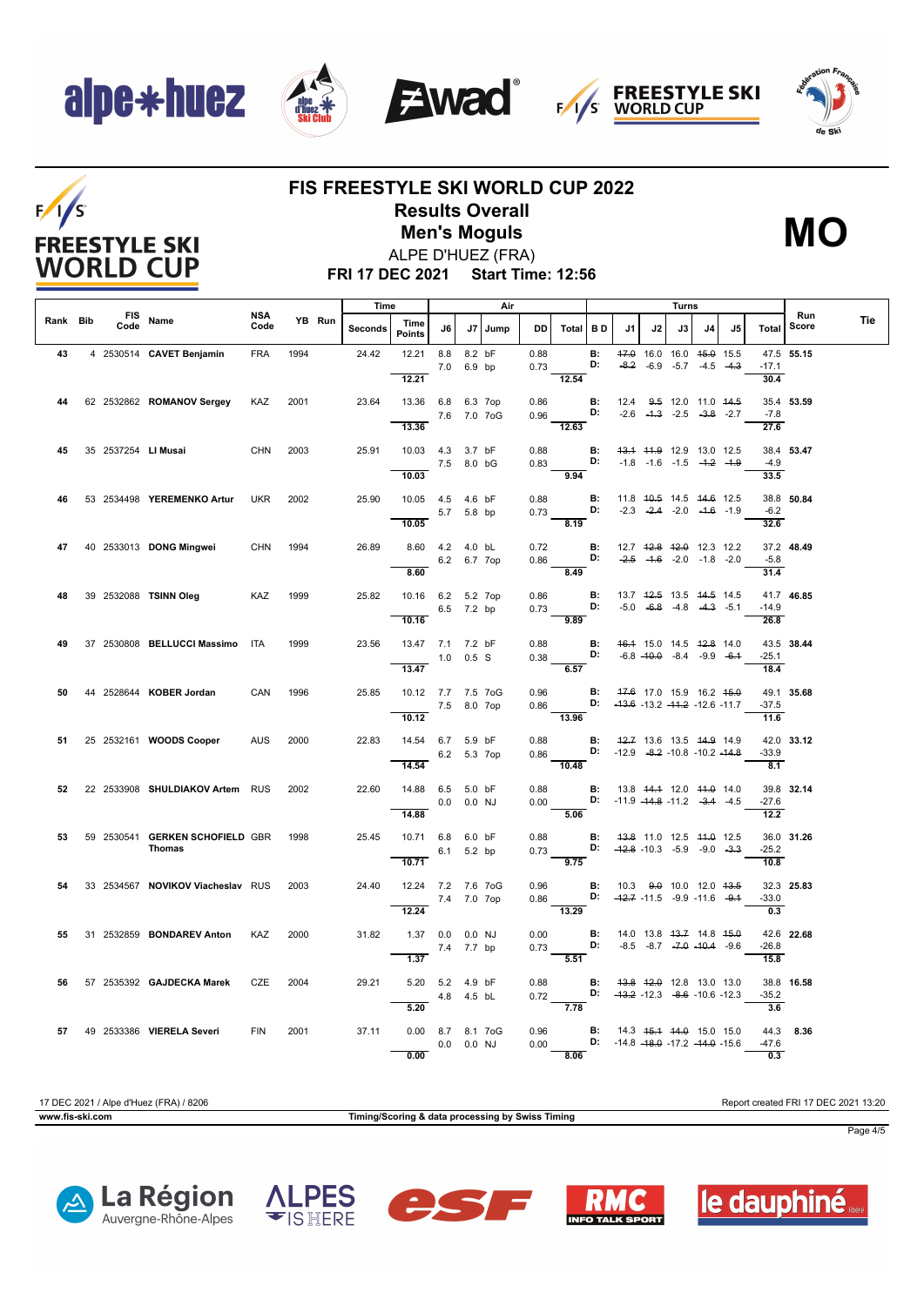# FIS FREESTYLE SKI WORLD CUP 2022

## Results Overall

## Men's Moguls

**MO**

ALPE D'HUEZ (FRA)

**FRI 17 DEC 2021 Start Time: 12:56**

| Rank | Bib | FIS Code | Name | NSA Code | YB | Run | Time Seconds | Time Points | Air J6 | Air J7 | Jump | DD | Air Total | B D | J1 | J2 | J3 | J4 | J5 | Turns Total | Run Score | Tie |
|---|---|---|---|---|---|---|---|---|---|---|---|---|---|---|---|---|---|---|---|---|---|---|
| 43 | 4 | 2530514 | CAVET Benjamin | FRA | 1994 | | 24.42 | 12.21 | 8.8 | 8.2 | bF | 0.88 | | B: | ~~17.0~~ | 16.0 | 16.0 | ~~15.0~~ | 15.5 | 47.5 | 55.15 | |
| | | | | | | | | | 7.0 | 6.9 | bp | 0.73 | | D: | ~~-8.2~~ | -6.9 | -5.7 | -4.5 | ~~-4.3~~ | -17.1 | | |
| | | | | | | | | 12.21 | | | | | 12.54 | | | | | | | 30.4 | | |
| 44 | 62 | 2532862 | ROMANOV Sergey | KAZ | 2001 | | 23.64 | 13.36 | 6.8 | 6.3 | 7op | 0.86 | | B: | 12.4 | ~~9.5~~ | 12.0 | 11.0 | ~~14.5~~ | 35.4 | 53.59 | |
| | | | | | | | | | 7.6 | 7.0 | 7oG | 0.96 | | D: | -2.6 | ~~-1.3~~ | -2.5 | ~~-3.8~~ | -2.7 | -7.8 | | |
| | | | | | | | | 13.36 | | | | | 12.63 | | | | | | | 27.6 | | |
| 45 | 35 | 2537254 | LI Musai | CHN | 2003 | | 25.91 | 10.03 | 4.3 | 3.7 | bF | 0.88 | | B: | ~~13.1~~ | ~~11.9~~ | 12.9 | 13.0 | 12.5 | 38.4 | 53.47 | |
| | | | | | | | | | 7.5 | 8.0 | bG | 0.83 | | D: | -1.8 | -1.6 | -1.5 | ~~-1.2~~ | ~~-1.9~~ | -4.9 | | |
| | | | | | | | | 10.03 | | | | | 9.94 | | | | | | | 33.5 | | |
| 46 | 53 | 2534498 | YEREMENKO Artur | UKR | 2002 | | 25.90 | 10.05 | 4.5 | 4.6 | bF | 0.88 | | B: | 11.8 | ~~10.5~~ | 14.5 | ~~14.6~~ | 12.5 | 38.8 | 50.84 | |
| | | | | | | | | | 5.7 | 5.8 | bp | 0.73 | | D: | -2.3 | ~~-2.4~~ | -2.0 | ~~-1.6~~ | -1.9 | -6.2 | | |
| | | | | | | | | 10.05 | | | | | 8.19 | | | | | | | 32.6 | | |
| 47 | 40 | 2533013 | DONG Mingwei | CHN | 1994 | | 26.89 | 8.60 | 4.2 | 4.0 | bL | 0.72 | | B: | 12.7 | ~~12.8~~ | ~~12.0~~ | 12.3 | 12.2 | 37.2 | 48.49 | |
| | | | | | | | | | 6.2 | 6.7 | 7op | 0.86 | | D: | ~~-2.5~~ | ~~-1.6~~ | -2.0 | -1.8 | -2.0 | -5.8 | | |
| | | | | | | | | 8.60 | | | | | 8.49 | | | | | | | 31.4 | | |
| 48 | 39 | 2532088 | TSINN Oleg | KAZ | 1999 | | 25.82 | 10.16 | 6.2 | 5.2 | 7op | 0.86 | | B: | 13.7 | ~~12.5~~ | 13.5 | ~~14.5~~ | 14.5 | 41.7 | 46.85 | |
| | | | | | | | | | 6.5 | 7.2 | bp | 0.73 | | D: | -5.0 | ~~-6.8~~ | -4.8 | ~~-4.3~~ | -5.1 | -14.9 | | |
| | | | | | | | | 10.16 | | | | | 9.89 | | | | | | | 26.8 | | |
| 49 | 37 | 2530808 | BELLUCCI Massimo | ITA | 1999 | | 23.56 | 13.47 | 7.1 | 7.2 | bF | 0.88 | | B: | ~~16.1~~ | 15.0 | 14.5 | ~~12.8~~ | 14.0 | 43.5 | 38.44 | |
| | | | | | | | | | 1.0 | 0.5 | S | 0.38 | | D: | -6.8 | ~~-10.0~~ | -8.4 | -9.9 | ~~-6.1~~ | -25.1 | | |
| | | | | | | | | 13.47 | | | | | 6.57 | | | | | | | 18.4 | | |
| 50 | 44 | 2528644 | KOBER Jordan | CAN | 1996 | | 25.85 | 10.12 | 7.7 | 7.5 | 7oG | 0.96 | | B: | ~~17.6~~ | 17.0 | 15.9 | 16.2 | ~~15.0~~ | 49.1 | 35.68 | |
| | | | | | | | | | 7.5 | 8.0 | 7op | 0.86 | | D: | ~~-13.6~~ | -13.2 | ~~-11.2~~ | -12.6 | -11.7 | -37.5 | | |
| | | | | | | | | 10.12 | | | | | 13.96 | | | | | | | 11.6 | | |
| 51 | 25 | 2532161 | WOODS Cooper | AUS | 2000 | | 22.83 | 14.54 | 6.7 | 5.9 | bF | 0.88 | | B: | ~~12.7~~ | 13.6 | 13.5 | ~~14.9~~ | 14.9 | 42.0 | 33.12 | |
| | | | | | | | | | 6.2 | 5.3 | 7op | 0.86 | | D: | -12.9 | ~~-8.2~~ | -10.8 | -10.2 | ~~-14.8~~ | -33.9 | | |
| | | | | | | | | 14.54 | | | | | 10.48 | | | | | | | 8.1 | | |
| 52 | 22 | 2533908 | SHULDIAKOV Artem | RUS | 2002 | | 22.60 | 14.88 | 6.5 | 5.0 | bF | 0.88 | | B: | 13.8 | ~~14.1~~ | 12.0 | ~~11.0~~ | 14.0 | 39.8 | 32.14 | |
| | | | | | | | | | 0.0 | 0.0 | NJ | 0.00 | | D: | -11.9 | ~~-14.8~~ | -11.2 | ~~-3.4~~ | -4.5 | -27.6 | | |
| | | | | | | | | 14.88 | | | | | 5.06 | | | | | | | 12.2 | | |
| 53 | 59 | 2530541 | GERKEN SCHOFIELD Thomas | GBR | 1998 | | 25.45 | 10.71 | 6.8 | 6.0 | bF | 0.88 | | B: | ~~13.8~~ | 11.0 | 12.5 | ~~11.0~~ | 12.5 | 36.0 | 31.26 | |
| | | | | | | | | | 6.1 | 5.2 | bp | 0.73 | | D: | ~~-12.8~~ | -10.3 | -5.9 | -9.0 | ~~-3.3~~ | -25.2 | | |
| | | | | | | | | 10.71 | | | | | 9.75 | | | | | | | 10.8 | | |
| 54 | 33 | 2534567 | NOVIKOV Viacheslav | RUS | 2003 | | 24.40 | 12.24 | 7.2 | 7.6 | 7oG | 0.96 | | B: | 10.3 | ~~9.0~~ | 10.0 | 12.0 | ~~13.5~~ | 32.3 | 25.83 | |
| | | | | | | | | | 7.4 | 7.0 | 7op | 0.86 | | D: | ~~-12.7~~ | -11.5 | -9.9 | -11.6 | ~~-9.1~~ | -33.0 | | |
| | | | | | | | | 12.24 | | | | | 13.29 | | | | | | | 0.3 | | |
| 55 | 31 | 2532859 | BONDAREV Anton | KAZ | 2000 | | 31.82 | 1.37 | 0.0 | 0.0 | NJ | 0.00 | | B: | 14.0 | 13.8 | ~~13.7~~ | 14.8 | ~~15.0~~ | 42.6 | 22.68 | |
| | | | | | | | | | 7.4 | 7.7 | bp | 0.73 | | D: | -8.5 | -8.7 | ~~-7.0~~ | ~~-10.4~~ | -9.6 | -26.8 | | |
| | | | | | | | | 1.37 | | | | | 5.51 | | | | | | | 15.8 | | |
| 56 | 57 | 2535392 | GAJDECKA Marek | CZE | 2004 | | 29.21 | 5.20 | 5.2 | 4.9 | bF | 0.88 | | B: | ~~13.8~~ | ~~12.0~~ | 12.8 | 13.0 | 13.0 | 38.8 | 16.58 | |
| | | | | | | | | | 4.8 | 4.5 | bL | 0.72 | | D: | ~~-13.2~~ | -12.3 | ~~-8.6~~ | -10.6 | -12.3 | -35.2 | | |
| | | | | | | | | 5.20 | | | | | 7.78 | | | | | | | 3.6 | | |
| 57 | 49 | 2533386 | VIERELA Severi | FIN | 2001 | | 37.11 | 0.00 | 8.7 | 8.1 | 7oG | 0.96 | | B: | 14.3 | ~~15.1~~ | ~~14.0~~ | 15.0 | 15.0 | 44.3 | 8.36 | |
| | | | | | | | | | 0.0 | 0.0 | NJ | 0.00 | | D: | -14.8 | ~~-18.0~~ | -17.2 | ~~-14.0~~ | -15.6 | -47.6 | | |
| | | | | | | | | 0.00 | | | | | 8.06 | | | | | | | 0.3 | | |

17 DEC 2021 / Alpe d'Huez (FRA) / 8206 — Report created FRI 17 DEC 2021 13:20

www.fis-ski.com — Timing/Scoring & data processing by Swiss Timing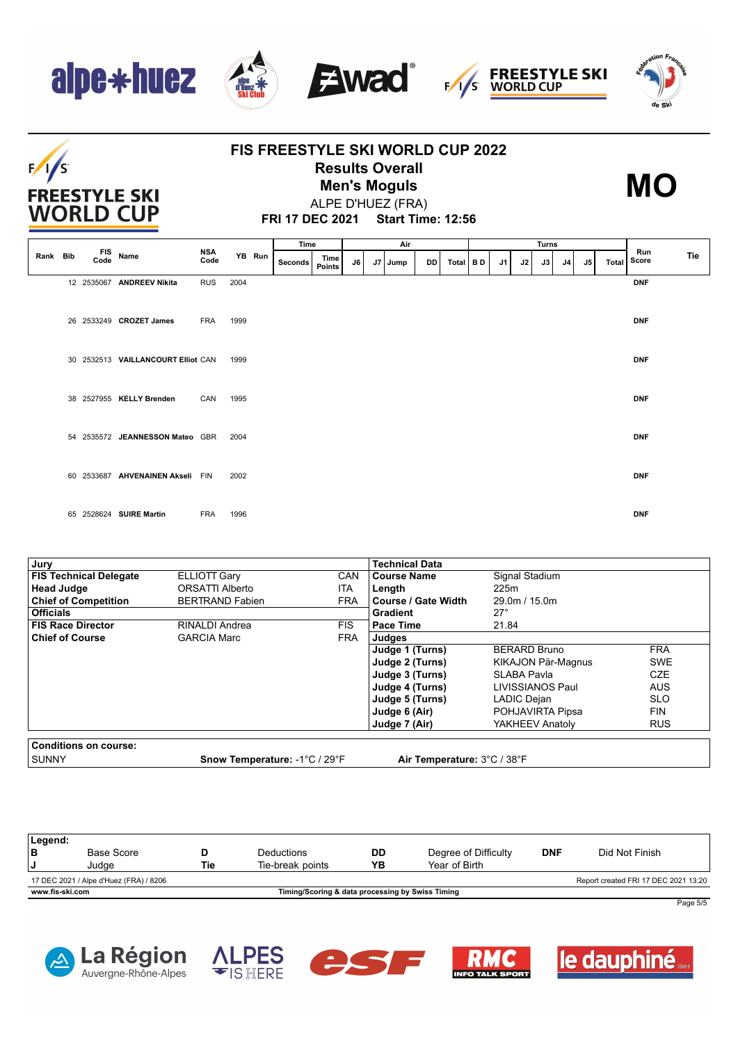# FIS FREESTYLE SKI WORLD CUP 2022

## Results Overall

## Men's Moguls

ALPE D'HUEZ (FRA)

**FRI 17 DEC 2021 Start Time: 12:56**

**MO**

| Rank | Bib | FIS Code | Name | NSA Code | YB | Run | Time Seconds | Time Points | Air J6 | Air J7 | Jump | DD | Air Total | Turns B D | J1 | J2 | J3 | J4 | J5 | Turns Total | Run Score | Tie |
|---|---|---|---|---|---|---|---|---|---|---|---|---|---|---|---|---|---|---|---|---|---|---|
| | 12 | 2535067 | ANDREEV Nikita | RUS | 2004 | | | | | | | | | | | | | | | | DNF | |
| | 26 | 2533249 | CROZET James | FRA | 1999 | | | | | | | | | | | | | | | | DNF | |
| | 30 | 2532513 | VAILLANCOURT Elliot | CAN | 1999 | | | | | | | | | | | | | | | | DNF | |
| | 38 | 2527955 | KELLY Brenden | CAN | 1995 | | | | | | | | | | | | | | | | DNF | |
| | 54 | 2535572 | JEANNESSON Mateo | GBR | 2004 | | | | | | | | | | | | | | | | DNF | |
| | 60 | 2533687 | AHVENAINEN Akseli | FIN | 2002 | | | | | | | | | | | | | | | | DNF | |
| | 65 | 2528624 | SUIRE Martin | FRA | 1996 | | | | | | | | | | | | | | | | DNF | |

| Jury | | |
|---|---|---|
| **FIS Technical Delegate** | ELLIOTT Gary | CAN |
| **Head Judge** | ORSATTI Alberto | ITA |
| **Chief of Competition** | BERTRAND Fabien | FRA |
| **Officials** | | |
| **FIS Race Director** | RINALDI Andrea | FIS |
| **Chief of Course** | GARCIA Marc | FRA |

| Technical Data | | |
|---|---|---|
| **Course Name** | Signal Stadium | |
| **Length** | 225m | |
| **Course / Gate Width** | 29.0m / 15.0m | |
| **Gradient** | 27° | |
| **Pace Time** | 21.84 | |
| **Judges** | | |
| **Judge 1 (Turns)** | BERARD Bruno | FRA |
| **Judge 2 (Turns)** | KIKAJON Pär-Magnus | SWE |
| **Judge 3 (Turns)** | SLABA Pavla | CZE |
| **Judge 4 (Turns)** | LIVISSIANOS Paul | AUS |
| **Judge 5 (Turns)** | LADIC Dejan | SLO |
| **Judge 6 (Air)** | POHJAVIRTA Pipsa | FIN |
| **Judge 7 (Air)** | YAKHEEV Anatoly | RUS |

**Conditions on course:**
SUNNY **Snow Temperature: -1°C / 29°F** **Air Temperature: 3°C / 38°F**

| Legend: | | | | | | | |
|---|---|---|---|---|---|---|---|
| **B** | Base Score | **D** | Deductions | **DD** | Degree of Difficulty | **DNF** | Did Not Finish |
| **J** | Judge | **Tie** | Tie-break points | **YB** | Year of Birth | | |

17 DEC 2021 / Alpe d'Huez (FRA) / 8206 — Report created FRI 17 DEC 2021 13:20

www.fis-ski.com — Timing/Scoring & data processing by Swiss Timing